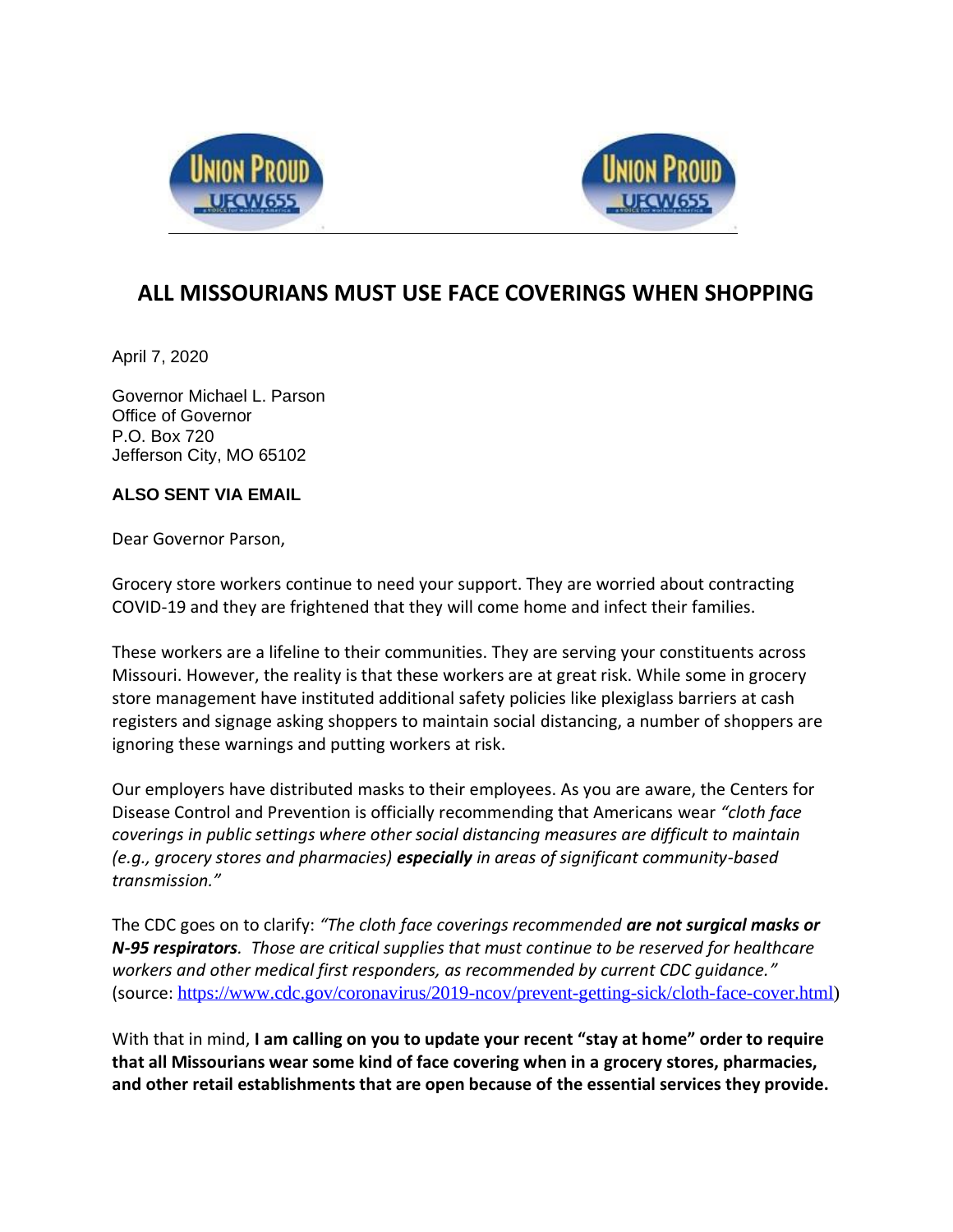# ALL MISSOURIANS MUST USE FACE COVERINGS WHEN SHOPPING

April 7, 2020

Governor Michael L. Parson
Office of Governor
P.O. Box 720
Jefferson City, MO 65102

**ALSO SENT VIA EMAIL**

Dear Governor Parson,

Grocery store workers continue to need your support. They are worried about contracting COVID-19 and they are frightened that they will come home and infect their families.

These workers are a lifeline to their communities. They are serving your constituents across Missouri. However, the reality is that these workers are at great risk. While some in grocery store management have instituted additional safety policies like plexiglass barriers at cash registers and signage asking shoppers to maintain social distancing, a number of shoppers are ignoring these warnings and putting workers at risk.

Our employers have distributed masks to their employees. As you are aware, the Centers for Disease Control and Prevention is officially recommending that Americans wear *"cloth face coverings in public settings where other social distancing measures are difficult to maintain (e.g., grocery stores and pharmacies)* ***especially*** *in areas of significant community-based transmission."*

The CDC goes on to clarify: *"The cloth face coverings recommended* ***are not surgical masks or N-95 respirators****. Those are critical supplies that must continue to be reserved for healthcare workers and other medical first responders, as recommended by current CDC guidance."* (source: https://www.cdc.gov/coronavirus/2019-ncov/prevent-getting-sick/cloth-face-cover.html)

With that in mind, **I am calling on you to update your recent "stay at home" order to require that all Missourians wear some kind of face covering when in a grocery stores, pharmacies, and other retail establishments that are open because of the essential services they provide.**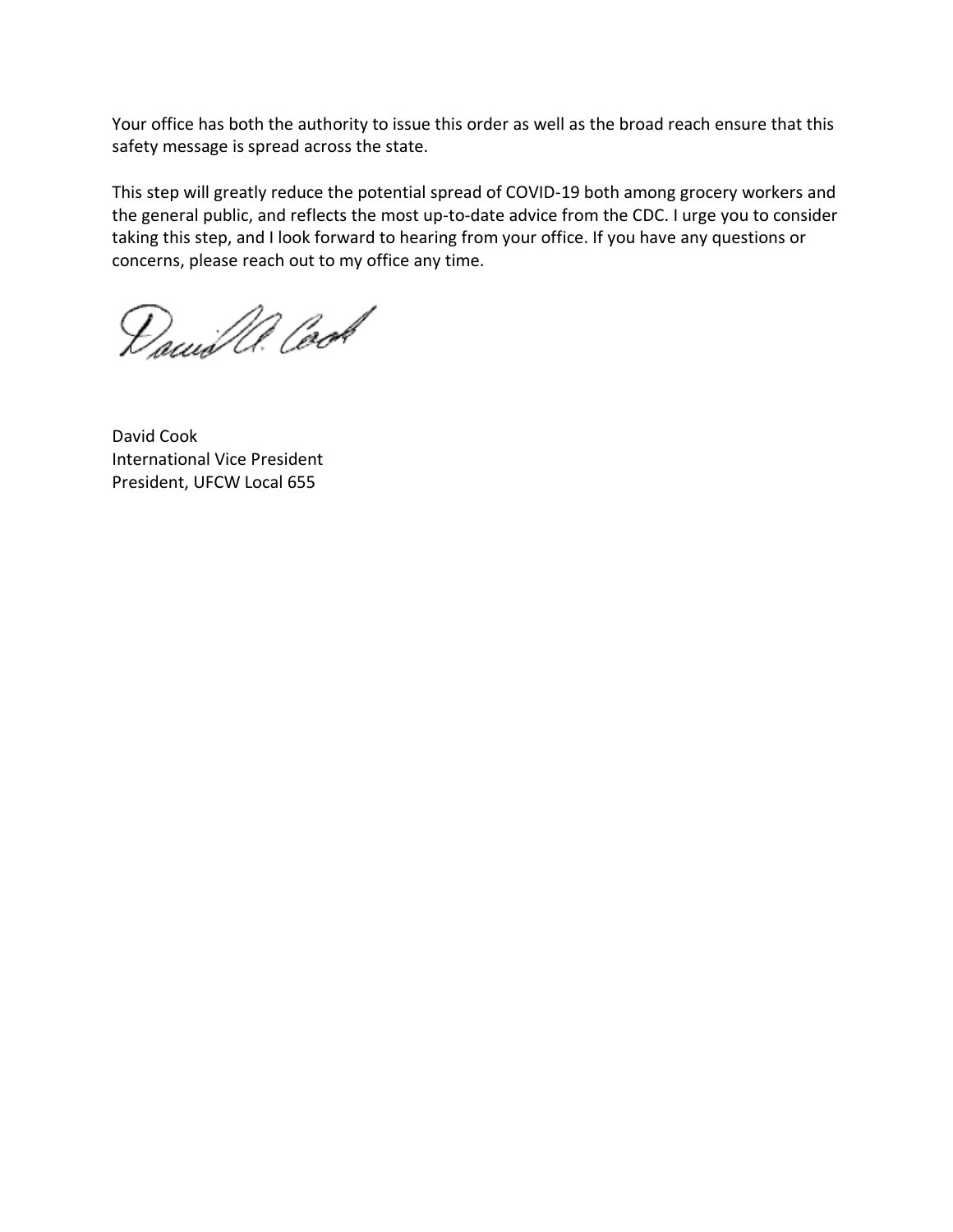Your office has both the authority to issue this order as well as the broad reach ensure that this safety message is spread across the state.

This step will greatly reduce the potential spread of COVID-19 both among grocery workers and the general public, and reflects the most up-to-date advice from the CDC. I urge you to consider taking this step, and I look forward to hearing from your office. If you have any questions or concerns, please reach out to my office any time.

David Cook
International Vice President
President, UFCW Local 655